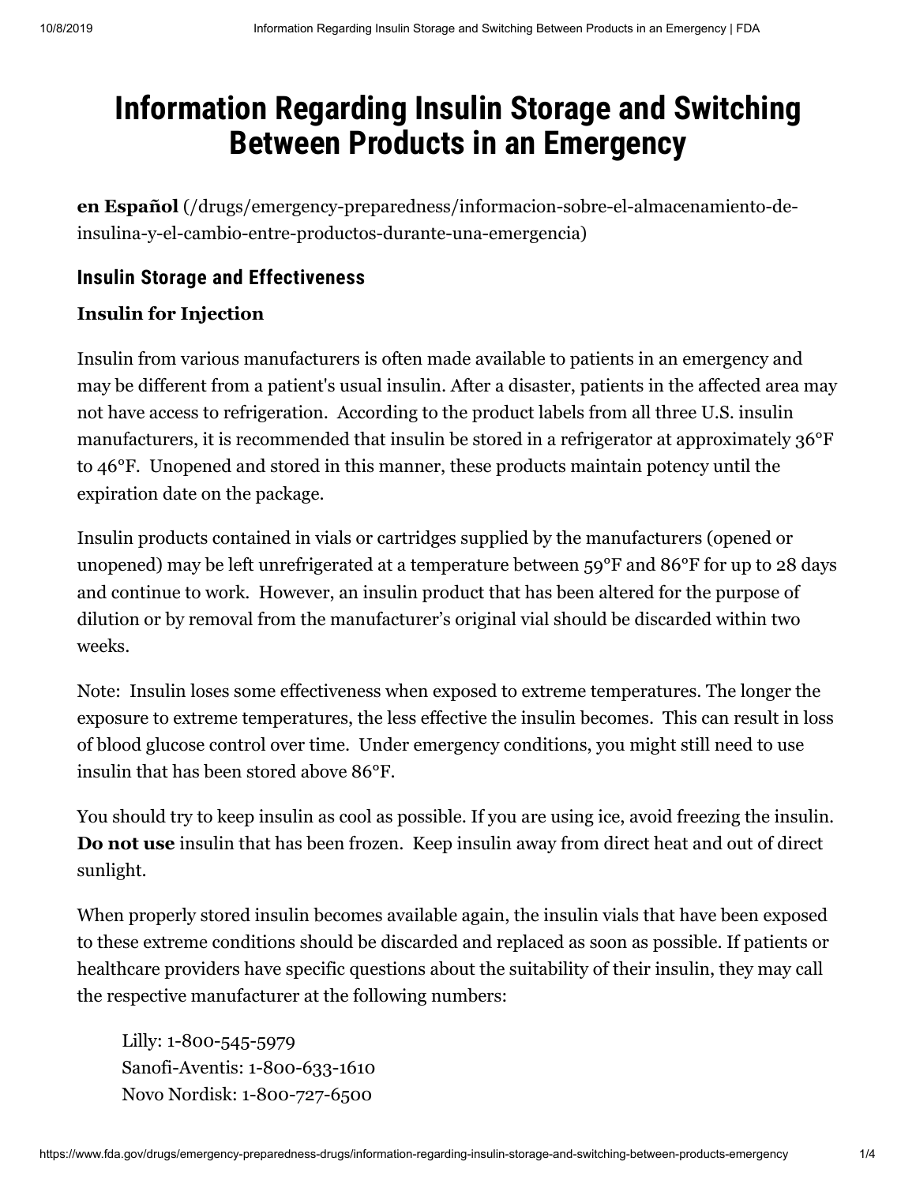# Information Regarding Insulin Storage and Switching Between Products in an Emergency

**en Español** (/drugs/emergency-preparedness/informacion-sobre-el-almacenamiento-de-insulina-y-el-cambio-entre-productos-durante-una-emergencia)

## Insulin Storage and Effectiveness

### Insulin for Injection

Insulin from various manufacturers is often made available to patients in an emergency and may be different from a patient's usual insulin. After a disaster, patients in the affected area may not have access to refrigeration. According to the product labels from all three U.S. insulin manufacturers, it is recommended that insulin be stored in a refrigerator at approximately 36°F to 46°F. Unopened and stored in this manner, these products maintain potency until the expiration date on the package.

Insulin products contained in vials or cartridges supplied by the manufacturers (opened or unopened) may be left unrefrigerated at a temperature between 59°F and 86°F for up to 28 days and continue to work. However, an insulin product that has been altered for the purpose of dilution or by removal from the manufacturer's original vial should be discarded within two weeks.

Note: Insulin loses some effectiveness when exposed to extreme temperatures. The longer the exposure to extreme temperatures, the less effective the insulin becomes. This can result in loss of blood glucose control over time. Under emergency conditions, you might still need to use insulin that has been stored above 86°F.

You should try to keep insulin as cool as possible. If you are using ice, avoid freezing the insulin. **Do not use** insulin that has been frozen. Keep insulin away from direct heat and out of direct sunlight.

When properly stored insulin becomes available again, the insulin vials that have been exposed to these extreme conditions should be discarded and replaced as soon as possible. If patients or healthcare providers have specific questions about the suitability of their insulin, they may call the respective manufacturer at the following numbers:

Lilly: 1-800-545-5979
Sanofi-Aventis: 1-800-633-1610
Novo Nordisk: 1-800-727-6500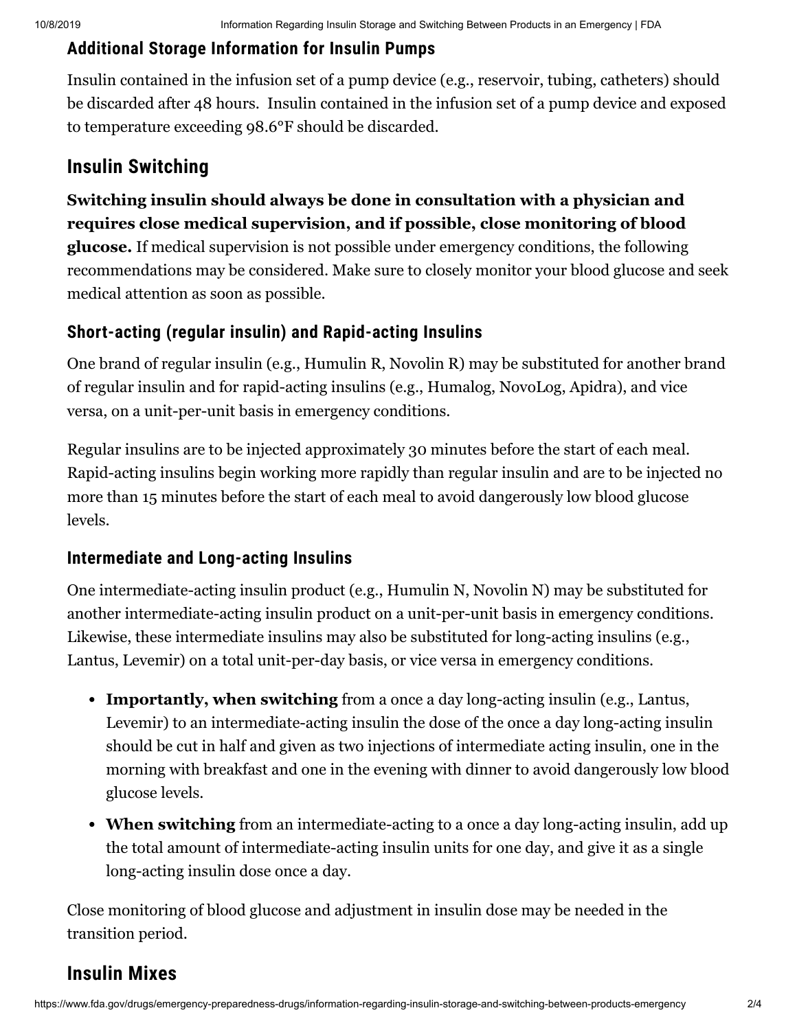## Additional Storage Information for Insulin Pumps

Insulin contained in the infusion set of a pump device (e.g., reservoir, tubing, catheters) should be discarded after 48 hours. Insulin contained in the infusion set of a pump device and exposed to temperature exceeding 98.6°F should be discarded.

## Insulin Switching

**Switching insulin should always be done in consultation with a physician and requires close medical supervision, and if possible, close monitoring of blood glucose.** If medical supervision is not possible under emergency conditions, the following recommendations may be considered. Make sure to closely monitor your blood glucose and seek medical attention as soon as possible.

### Short-acting (regular insulin) and Rapid-acting Insulins

One brand of regular insulin (e.g., Humulin R, Novolin R) may be substituted for another brand of regular insulin and for rapid-acting insulins (e.g., Humalog, NovoLog, Apidra), and vice versa, on a unit-per-unit basis in emergency conditions.

Regular insulins are to be injected approximately 30 minutes before the start of each meal. Rapid-acting insulins begin working more rapidly than regular insulin and are to be injected no more than 15 minutes before the start of each meal to avoid dangerously low blood glucose levels.

### Intermediate and Long-acting Insulins

One intermediate-acting insulin product (e.g., Humulin N, Novolin N) may be substituted for another intermediate-acting insulin product on a unit-per-unit basis in emergency conditions. Likewise, these intermediate insulins may also be substituted for long-acting insulins (e.g., Lantus, Levemir) on a total unit-per-day basis, or vice versa in emergency conditions.

- **Importantly, when switching** from a once a day long-acting insulin (e.g., Lantus, Levemir) to an intermediate-acting insulin the dose of the once a day long-acting insulin should be cut in half and given as two injections of intermediate acting insulin, one in the morning with breakfast and one in the evening with dinner to avoid dangerously low blood glucose levels.
- **When switching** from an intermediate-acting to a once a day long-acting insulin, add up the total amount of intermediate-acting insulin units for one day, and give it as a single long-acting insulin dose once a day.

Close monitoring of blood glucose and adjustment in insulin dose may be needed in the transition period.

## Insulin Mixes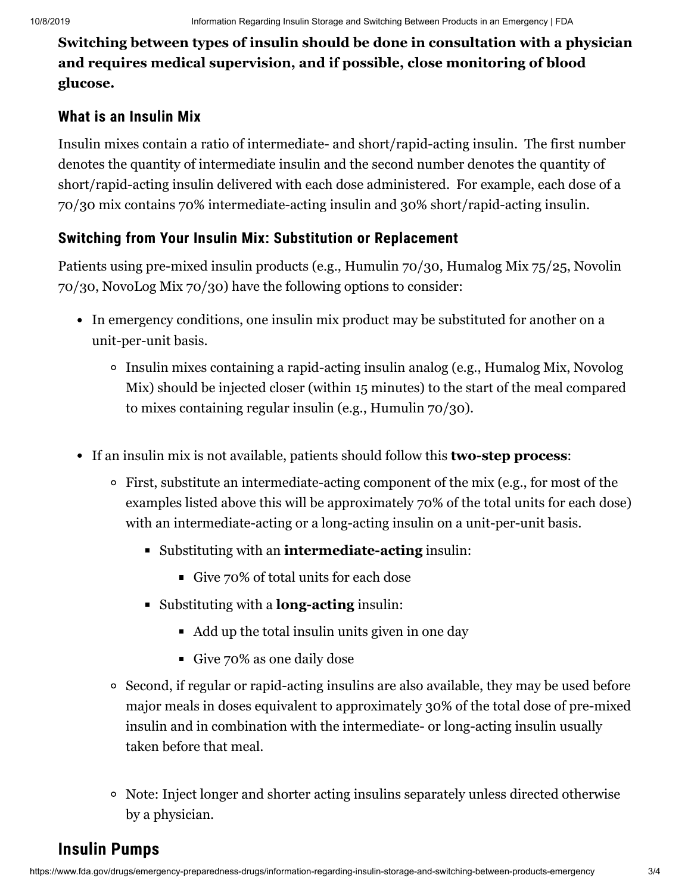**Switching between types of insulin should be done in consultation with a physician and requires medical supervision, and if possible, close monitoring of blood glucose.**

### What is an Insulin Mix

Insulin mixes contain a ratio of intermediate- and short/rapid-acting insulin. The first number denotes the quantity of intermediate insulin and the second number denotes the quantity of short/rapid-acting insulin delivered with each dose administered. For example, each dose of a 70/30 mix contains 70% intermediate-acting insulin and 30% short/rapid-acting insulin.

### Switching from Your Insulin Mix: Substitution or Replacement

Patients using pre-mixed insulin products (e.g., Humulin 70/30, Humalog Mix 75/25, Novolin 70/30, NovoLog Mix 70/30) have the following options to consider:

- In emergency conditions, one insulin mix product may be substituted for another on a unit-per-unit basis.
  - Insulin mixes containing a rapid-acting insulin analog (e.g., Humalog Mix, Novolog Mix) should be injected closer (within 15 minutes) to the start of the meal compared to mixes containing regular insulin (e.g., Humulin 70/30).
- If an insulin mix is not available, patients should follow this **two-step process**:
  - First, substitute an intermediate-acting component of the mix (e.g., for most of the examples listed above this will be approximately 70% of the total units for each dose) with an intermediate-acting or a long-acting insulin on a unit-per-unit basis.
    - Substituting with an **intermediate-acting** insulin:
      - Give 70% of total units for each dose
    - Substituting with a **long-acting** insulin:
      - Add up the total insulin units given in one day
      - Give 70% as one daily dose
  - Second, if regular or rapid-acting insulins are also available, they may be used before major meals in doses equivalent to approximately 30% of the total dose of pre-mixed insulin and in combination with the intermediate- or long-acting insulin usually taken before that meal.
  - Note: Inject longer and shorter acting insulins separately unless directed otherwise by a physician.

## Insulin Pumps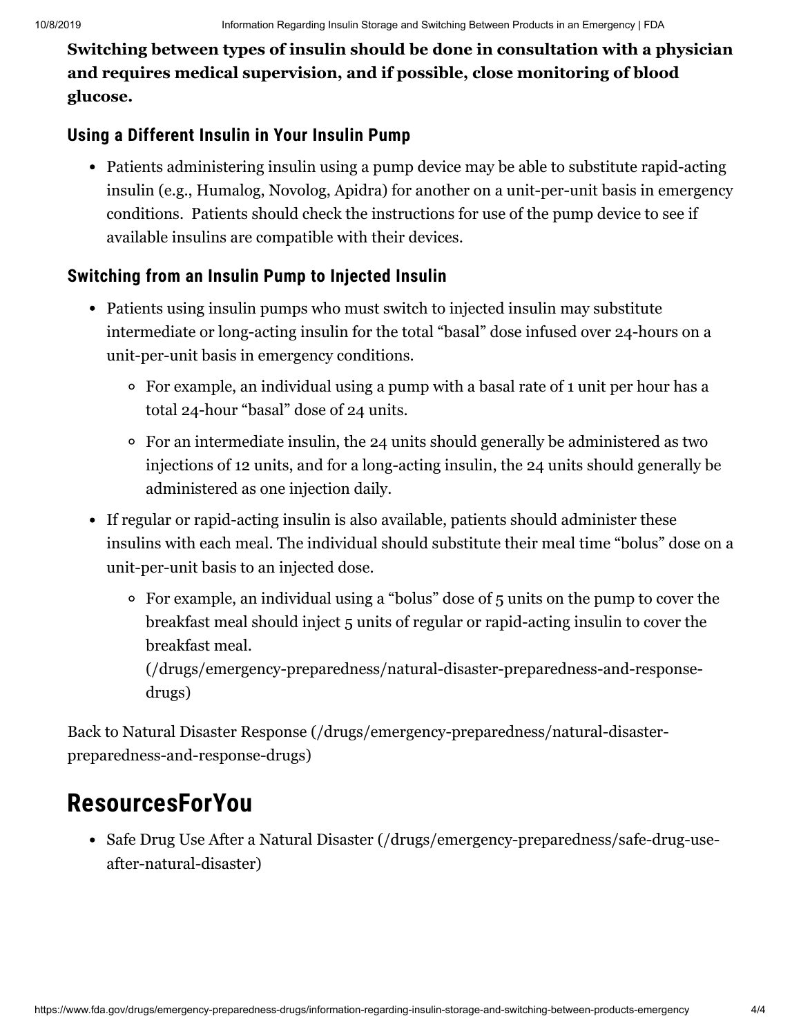**Switching between types of insulin should be done in consultation with a physician and requires medical supervision, and if possible, close monitoring of blood glucose.**

### Using a Different Insulin in Your Insulin Pump

- Patients administering insulin using a pump device may be able to substitute rapid-acting insulin (e.g., Humalog, Novolog, Apidra) for another on a unit-per-unit basis in emergency conditions. Patients should check the instructions for use of the pump device to see if available insulins are compatible with their devices.

### Switching from an Insulin Pump to Injected Insulin

- Patients using insulin pumps who must switch to injected insulin may substitute intermediate or long-acting insulin for the total "basal" dose infused over 24-hours on a unit-per-unit basis in emergency conditions.
  - For example, an individual using a pump with a basal rate of 1 unit per hour has a total 24-hour "basal" dose of 24 units.
  - For an intermediate insulin, the 24 units should generally be administered as two injections of 12 units, and for a long-acting insulin, the 24 units should generally be administered as one injection daily.
- If regular or rapid-acting insulin is also available, patients should administer these insulins with each meal. The individual should substitute their meal time "bolus" dose on a unit-per-unit basis to an injected dose.
  - For example, an individual using a "bolus" dose of 5 units on the pump to cover the breakfast meal should inject 5 units of regular or rapid-acting insulin to cover the breakfast meal. (/drugs/emergency-preparedness/natural-disaster-preparedness-and-response-drugs)

Back to Natural Disaster Response (/drugs/emergency-preparedness/natural-disaster-preparedness-and-response-drugs)

## ResourcesForYou

- Safe Drug Use After a Natural Disaster (/drugs/emergency-preparedness/safe-drug-use-after-natural-disaster)